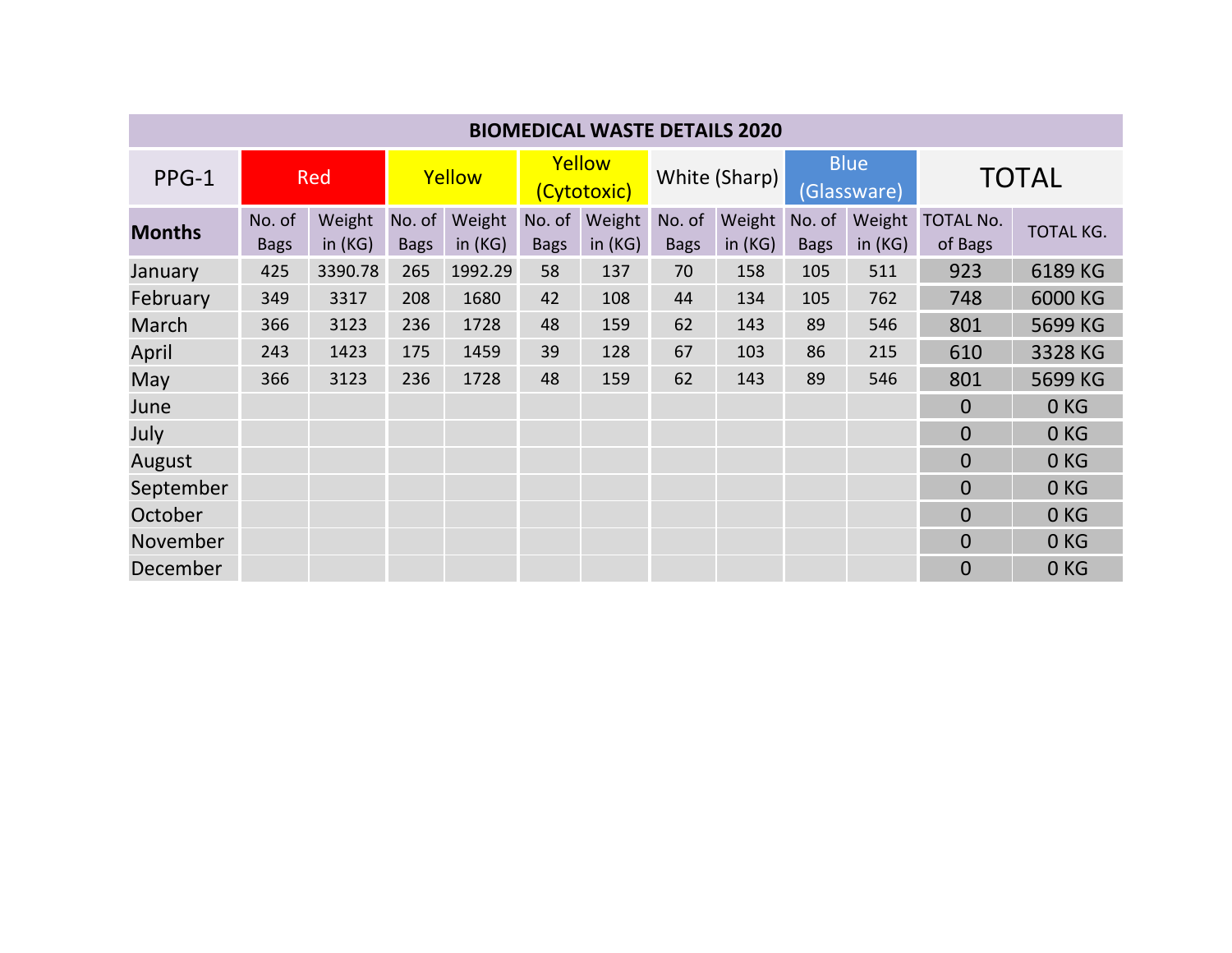| BIOMEDICAL WASTE DETAILS 2020 | | | | | | | | | | | | |
|---|---|---|---|---|---|---|---|---|---|---|---|---|
| PPG-1 | Red | | Yellow | | Yellow (Cytotoxic) | | White (Sharp) | | Blue (Glassware) | | TOTAL | |
| **Months** | No. of Bags | Weight in (KG) | No. of Bags | Weight in (KG) | No. of Bags | Weight in (KG) | No. of Bags | Weight in (KG) | No. of Bags | Weight in (KG) | TOTAL No. of Bags | TOTAL KG. |
| January | 425 | 3390.78 | 265 | 1992.29 | 58 | 137 | 70 | 158 | 105 | 511 | 923 | 6189 KG |
| February | 349 | 3317 | 208 | 1680 | 42 | 108 | 44 | 134 | 105 | 762 | 748 | 6000 KG |
| March | 366 | 3123 | 236 | 1728 | 48 | 159 | 62 | 143 | 89 | 546 | 801 | 5699 KG |
| April | 243 | 1423 | 175 | 1459 | 39 | 128 | 67 | 103 | 86 | 215 | 610 | 3328 KG |
| May | 366 | 3123 | 236 | 1728 | 48 | 159 | 62 | 143 | 89 | 546 | 801 | 5699 KG |
| June | | | | | | | | | | | 0 | 0 KG |
| July | | | | | | | | | | | 0 | 0 KG |
| August | | | | | | | | | | | 0 | 0 KG |
| September | | | | | | | | | | | 0 | 0 KG |
| October | | | | | | | | | | | 0 | 0 KG |
| November | | | | | | | | | | | 0 | 0 KG |
| December | | | | | | | | | | | 0 | 0 KG |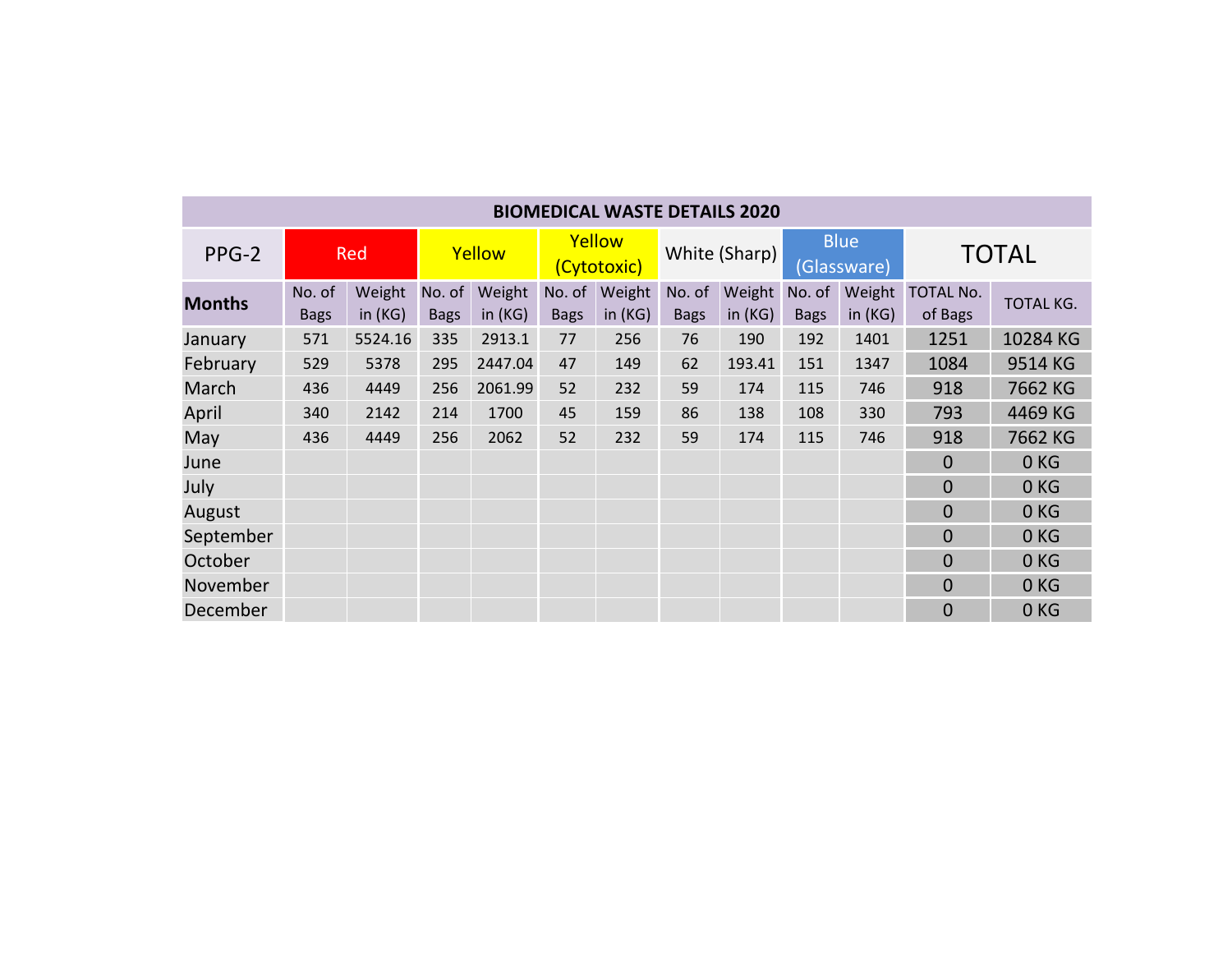| BIOMEDICAL WASTE DETAILS 2020 | | | | | | | | | | | | |
|---|---|---|---|---|---|---|---|---|---|---|---|---|
| PPG-2 | Red | | Yellow | | Yellow (Cytotoxic) | | White (Sharp) | | Blue (Glassware) | | TOTAL | |
| **Months** | No. of Bags | Weight in (KG) | No. of Bags | Weight in (KG) | No. of Bags | Weight in (KG) | No. of Bags | Weight in (KG) | No. of Bags | Weight in (KG) | TOTAL No. of Bags | TOTAL KG. |
| January | 571 | 5524.16 | 335 | 2913.1 | 77 | 256 | 76 | 190 | 192 | 1401 | 1251 | 10284 KG |
| February | 529 | 5378 | 295 | 2447.04 | 47 | 149 | 62 | 193.41 | 151 | 1347 | 1084 | 9514 KG |
| March | 436 | 4449 | 256 | 2061.99 | 52 | 232 | 59 | 174 | 115 | 746 | 918 | 7662 KG |
| April | 340 | 2142 | 214 | 1700 | 45 | 159 | 86 | 138 | 108 | 330 | 793 | 4469 KG |
| May | 436 | 4449 | 256 | 2062 | 52 | 232 | 59 | 174 | 115 | 746 | 918 | 7662 KG |
| June | | | | | | | | | | | 0 | 0 KG |
| July | | | | | | | | | | | 0 | 0 KG |
| August | | | | | | | | | | | 0 | 0 KG |
| September | | | | | | | | | | | 0 | 0 KG |
| October | | | | | | | | | | | 0 | 0 KG |
| November | | | | | | | | | | | 0 | 0 KG |
| December | | | | | | | | | | | 0 | 0 KG |